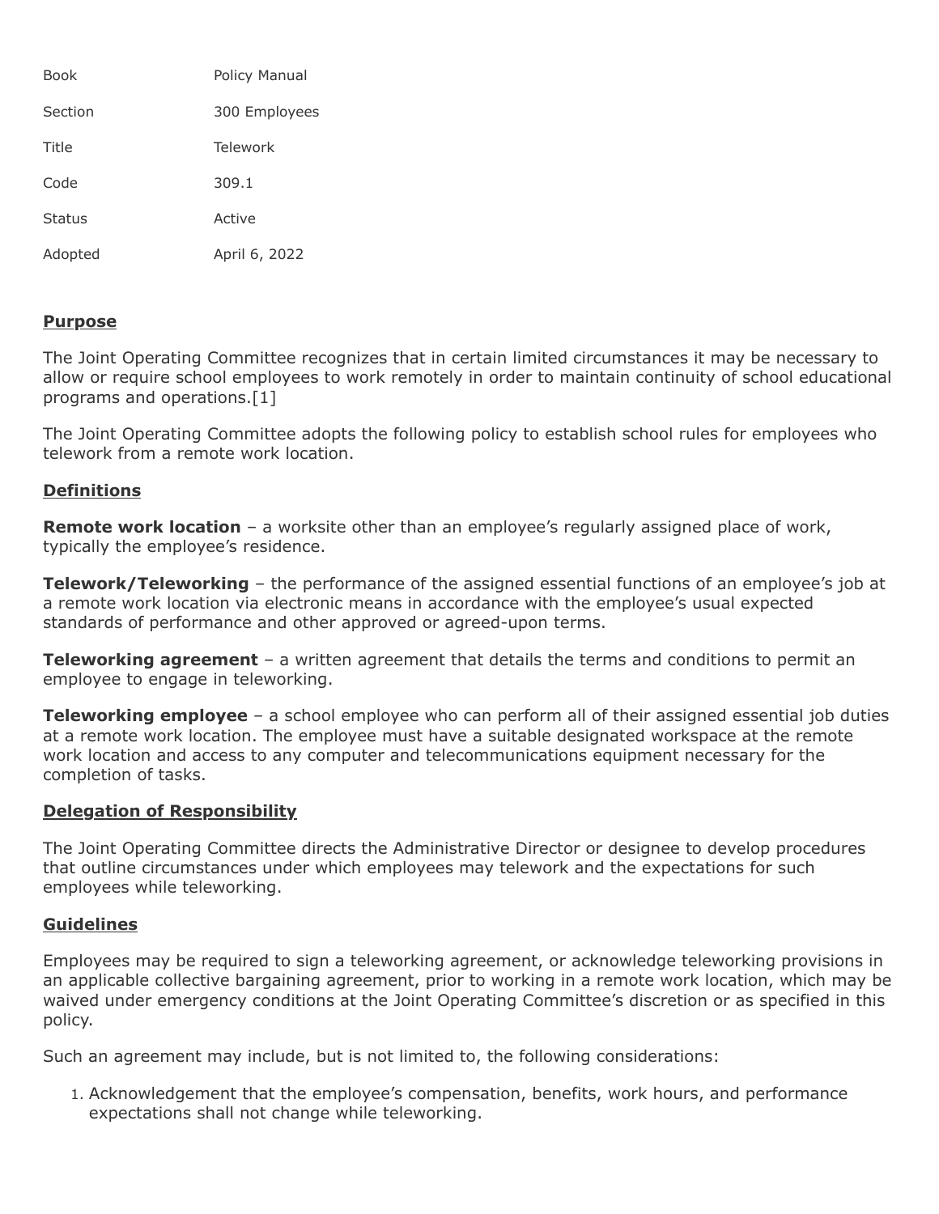| | |
|---|---|
| Book | Policy Manual |
| Section | 300 Employees |
| Title | Telework |
| Code | 309.1 |
| Status | Active |
| Adopted | April 6, 2022 |

## Purpose

The Joint Operating Committee recognizes that in certain limited circumstances it may be necessary to allow or require school employees to work remotely in order to maintain continuity of school educational programs and operations.[1]

The Joint Operating Committee adopts the following policy to establish school rules for employees who telework from a remote work location.

## Definitions

**Remote work location** – a worksite other than an employee's regularly assigned place of work, typically the employee's residence.

**Telework/Teleworking** – the performance of the assigned essential functions of an employee's job at a remote work location via electronic means in accordance with the employee's usual expected standards of performance and other approved or agreed-upon terms.

**Teleworking agreement** – a written agreement that details the terms and conditions to permit an employee to engage in teleworking.

**Teleworking employee** – a school employee who can perform all of their assigned essential job duties at a remote work location. The employee must have a suitable designated workspace at the remote work location and access to any computer and telecommunications equipment necessary for the completion of tasks.

## Delegation of Responsibility

The Joint Operating Committee directs the Administrative Director or designee to develop procedures that outline circumstances under which employees may telework and the expectations for such employees while teleworking.

## Guidelines

Employees may be required to sign a teleworking agreement, or acknowledge teleworking provisions in an applicable collective bargaining agreement, prior to working in a remote work location, which may be waived under emergency conditions at the Joint Operating Committee's discretion or as specified in this policy.

Such an agreement may include, but is not limited to, the following considerations:

1. Acknowledgement that the employee's compensation, benefits, work hours, and performance expectations shall not change while teleworking.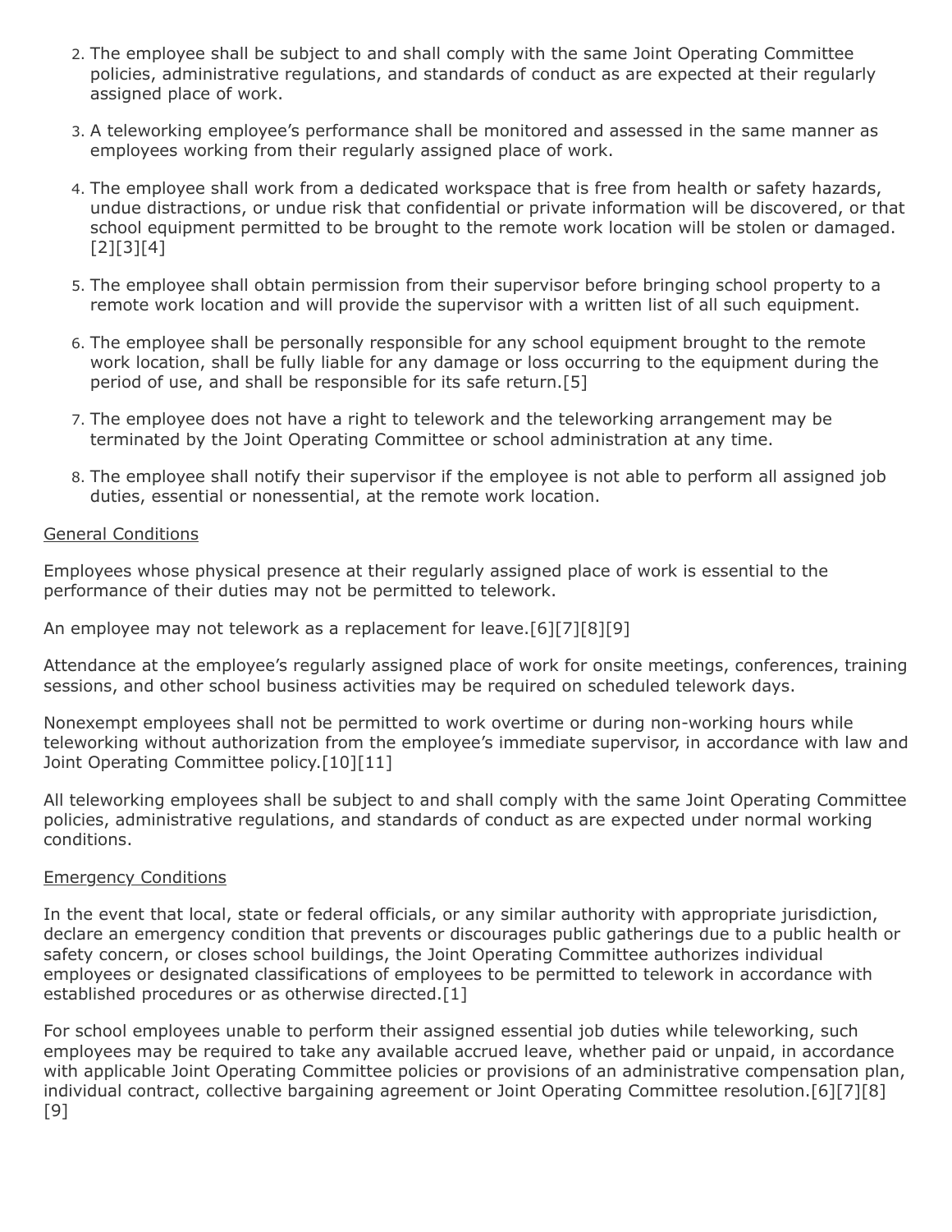2. The employee shall be subject to and shall comply with the same Joint Operating Committee policies, administrative regulations, and standards of conduct as are expected at their regularly assigned place of work.
3. A teleworking employee's performance shall be monitored and assessed in the same manner as employees working from their regularly assigned place of work.
4. The employee shall work from a dedicated workspace that is free from health or safety hazards, undue distractions, or undue risk that confidential or private information will be discovered, or that school equipment permitted to be brought to the remote work location will be stolen or damaged.[2][3][4]
5. The employee shall obtain permission from their supervisor before bringing school property to a remote work location and will provide the supervisor with a written list of all such equipment.
6. The employee shall be personally responsible for any school equipment brought to the remote work location, shall be fully liable for any damage or loss occurring to the equipment during the period of use, and shall be responsible for its safe return.[5]
7. The employee does not have a right to telework and the teleworking arrangement may be terminated by the Joint Operating Committee or school administration at any time.
8. The employee shall notify their supervisor if the employee is not able to perform all assigned job duties, essential or nonessential, at the remote work location.

<u>General Conditions</u>

Employees whose physical presence at their regularly assigned place of work is essential to the performance of their duties may not be permitted to telework.

An employee may not telework as a replacement for leave.[6][7][8][9]

Attendance at the employee's regularly assigned place of work for onsite meetings, conferences, training sessions, and other school business activities may be required on scheduled telework days.

Nonexempt employees shall not be permitted to work overtime or during non-working hours while teleworking without authorization from the employee's immediate supervisor, in accordance with law and Joint Operating Committee policy.[10][11]

All teleworking employees shall be subject to and shall comply with the same Joint Operating Committee policies, administrative regulations, and standards of conduct as are expected under normal working conditions.

<u>Emergency Conditions</u>

In the event that local, state or federal officials, or any similar authority with appropriate jurisdiction, declare an emergency condition that prevents or discourages public gatherings due to a public health or safety concern, or closes school buildings, the Joint Operating Committee authorizes individual employees or designated classifications of employees to be permitted to telework in accordance with established procedures or as otherwise directed.[1]

For school employees unable to perform their assigned essential job duties while teleworking, such employees may be required to take any available accrued leave, whether paid or unpaid, in accordance with applicable Joint Operating Committee policies or provisions of an administrative compensation plan, individual contract, collective bargaining agreement or Joint Operating Committee resolution.[6][7][8][9]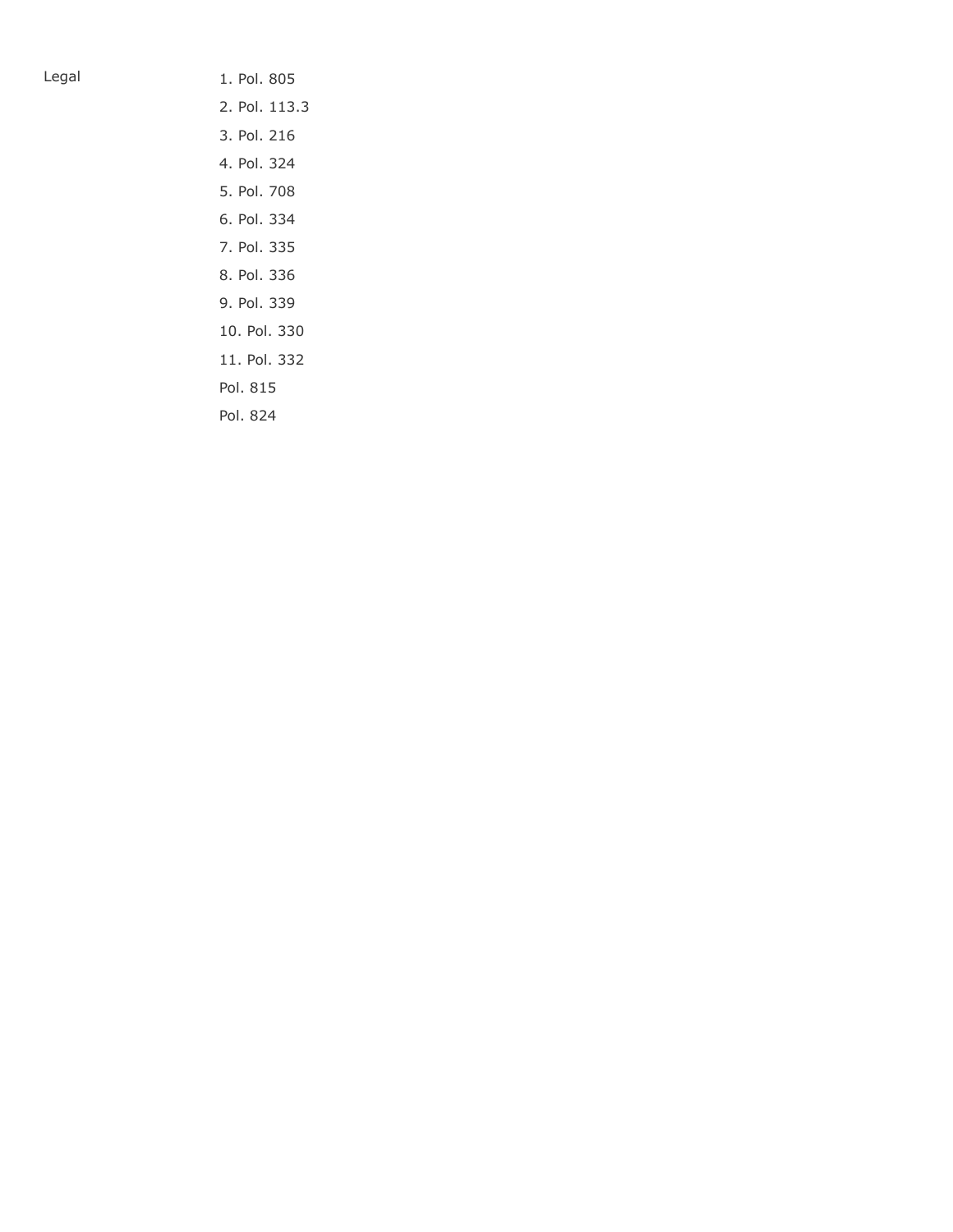| | |
|---|---|
| Legal | 1. Pol. 805 |
| | 2. Pol. 113.3 |
| | 3. Pol. 216 |
| | 4. Pol. 324 |
| | 5. Pol. 708 |
| | 6. Pol. 334 |
| | 7. Pol. 335 |
| | 8. Pol. 336 |
| | 9. Pol. 339 |
| | 10. Pol. 330 |
| | 11. Pol. 332 |
| | Pol. 815 |
| | Pol. 824 |